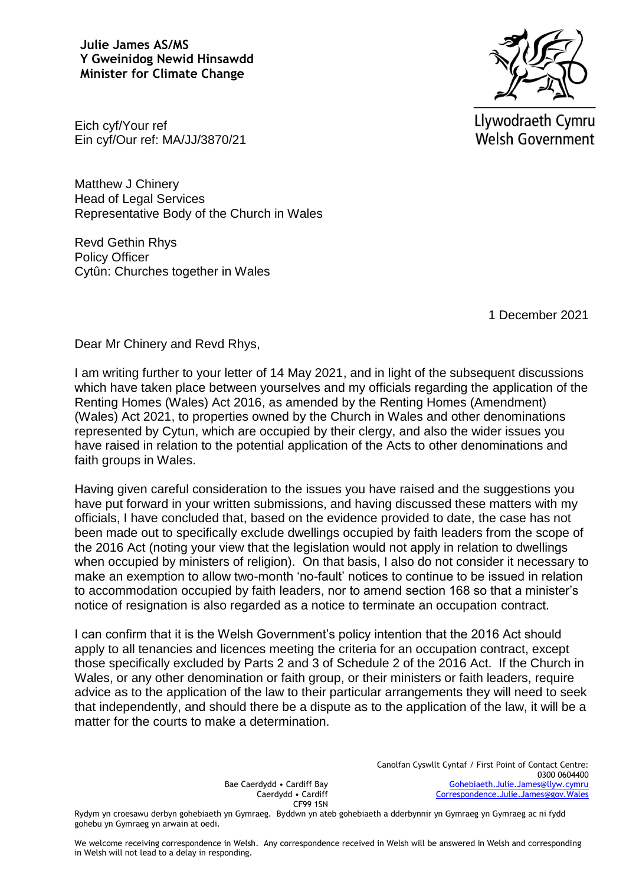**Julie James AS/MS**
**Y Gweinidog Newid Hinsawdd**
**Minister for Climate Change**

Llywodraeth Cymru
Welsh Government

Eich cyf/Your ref
Ein cyf/Our ref: MA/JJ/3870/21

Matthew J Chinery
Head of Legal Services
Representative Body of the Church in Wales

Revd Gethin Rhys
Policy Officer
Cytûn: Churches together in Wales

1 December 2021

Dear Mr Chinery and Revd Rhys,

I am writing further to your letter of 14 May 2021, and in light of the subsequent discussions which have taken place between yourselves and my officials regarding the application of the Renting Homes (Wales) Act 2016, as amended by the Renting Homes (Amendment) (Wales) Act 2021, to properties owned by the Church in Wales and other denominations represented by Cytun, which are occupied by their clergy, and also the wider issues you have raised in relation to the potential application of the Acts to other denominations and faith groups in Wales.

Having given careful consideration to the issues you have raised and the suggestions you have put forward in your written submissions, and having discussed these matters with my officials, I have concluded that, based on the evidence provided to date, the case has not been made out to specifically exclude dwellings occupied by faith leaders from the scope of the 2016 Act (noting your view that the legislation would not apply in relation to dwellings when occupied by ministers of religion). On that basis, I also do not consider it necessary to make an exemption to allow two-month 'no-fault' notices to continue to be issued in relation to accommodation occupied by faith leaders, nor to amend section 168 so that a minister's notice of resignation is also regarded as a notice to terminate an occupation contract.

I can confirm that it is the Welsh Government's policy intention that the 2016 Act should apply to all tenancies and licences meeting the criteria for an occupation contract, except those specifically excluded by Parts 2 and 3 of Schedule 2 of the 2016 Act. If the Church in Wales, or any other denomination or faith group, or their ministers or faith leaders, require advice as to the application of the law to their particular arrangements they will need to seek that independently, and should there be a dispute as to the application of the law, it will be a matter for the courts to make a determination.

Bae Caerdydd • Cardiff Bay
Caerdydd • Cardiff
CF99 1SN

Canolfan Cyswllt Cyntaf / First Point of Contact Centre:
0300 0604400
Gohebiaeth.Julie.James@llyw.cymru
Correspondence.Julie.James@gov.Wales

Rydym yn croesawu derbyn gohebiaeth yn Gymraeg. Byddwn yn ateb gohebiaeth a dderbynnir yn Gymraeg yn Gymraeg ac ni fydd gohebu yn Gymraeg yn arwain at oedi.

We welcome receiving correspondence in Welsh. Any correspondence received in Welsh will be answered in Welsh and corresponding in Welsh will not lead to a delay in responding.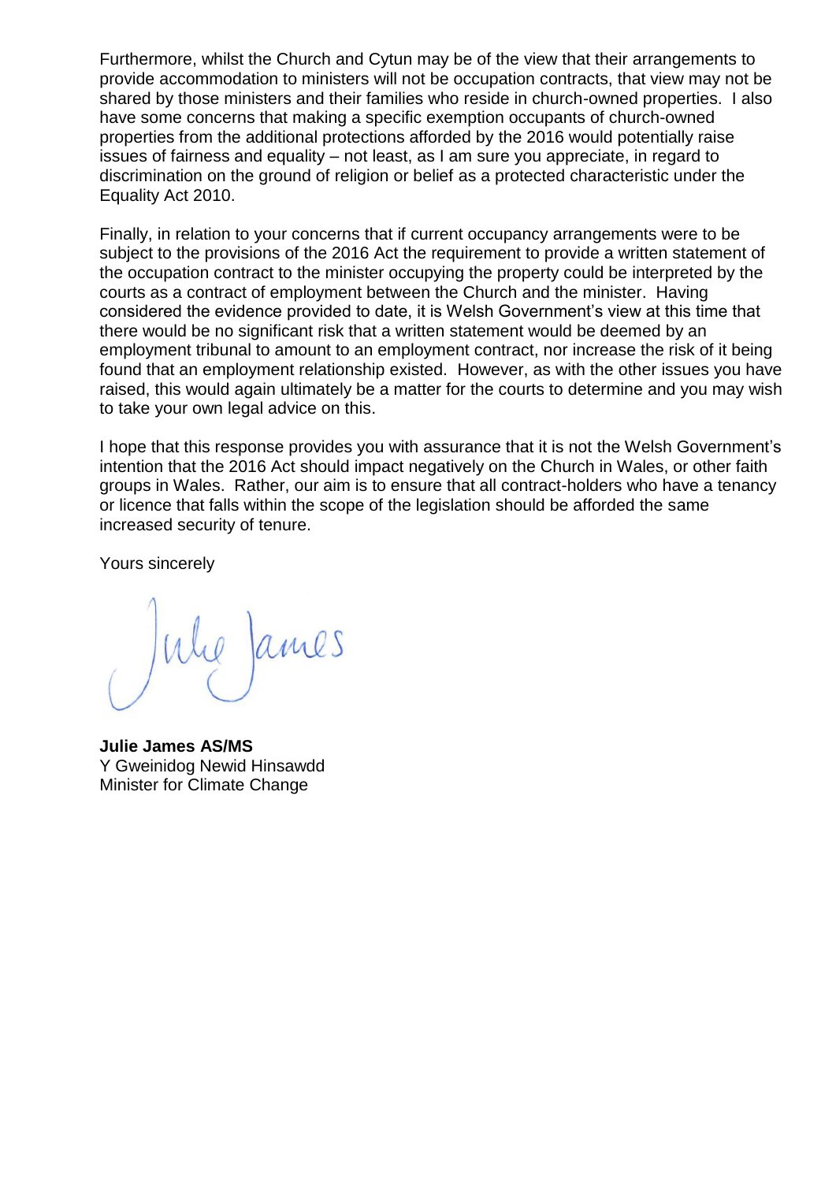Furthermore, whilst the Church and Cytun may be of the view that their arrangements to provide accommodation to ministers will not be occupation contracts, that view may not be shared by those ministers and their families who reside in church-owned properties. I also have some concerns that making a specific exemption occupants of church-owned properties from the additional protections afforded by the 2016 would potentially raise issues of fairness and equality – not least, as I am sure you appreciate, in regard to discrimination on the ground of religion or belief as a protected characteristic under the Equality Act 2010.

Finally, in relation to your concerns that if current occupancy arrangements were to be subject to the provisions of the 2016 Act the requirement to provide a written statement of the occupation contract to the minister occupying the property could be interpreted by the courts as a contract of employment between the Church and the minister. Having considered the evidence provided to date, it is Welsh Government's view at this time that there would be no significant risk that a written statement would be deemed by an employment tribunal to amount to an employment contract, nor increase the risk of it being found that an employment relationship existed. However, as with the other issues you have raised, this would again ultimately be a matter for the courts to determine and you may wish to take your own legal advice on this.

I hope that this response provides you with assurance that it is not the Welsh Government's intention that the 2016 Act should impact negatively on the Church in Wales, or other faith groups in Wales. Rather, our aim is to ensure that all contract-holders who have a tenancy or licence that falls within the scope of the legislation should be afforded the same increased security of tenure.

Yours sincerely

Julie James

**Julie James AS/MS**
Y Gweinidog Newid Hinsawdd
Minister for Climate Change